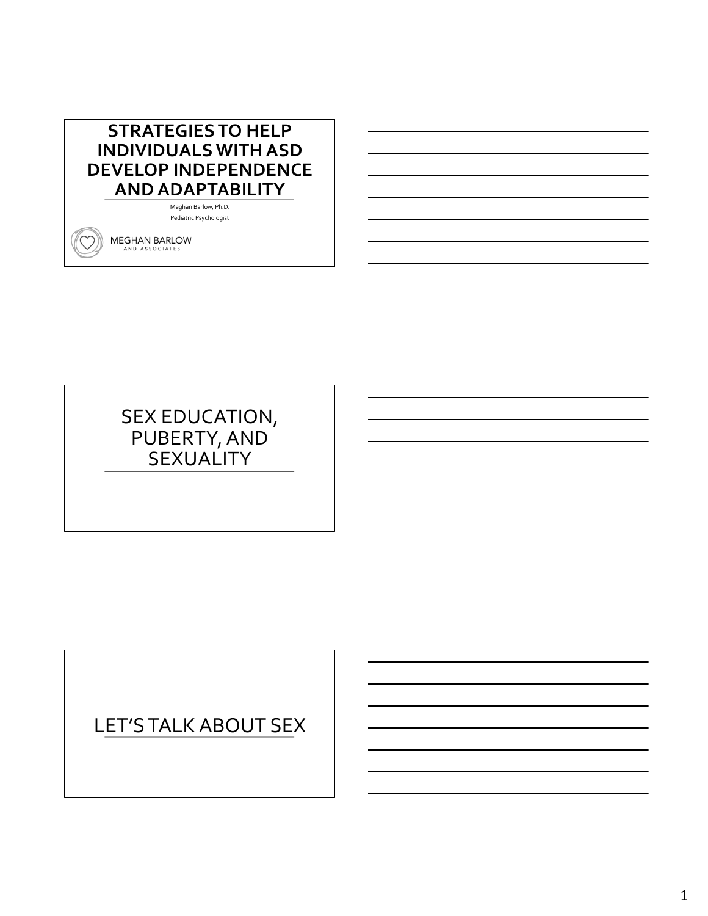# STRATEGIES TO HELP INDIVIDUALS WITH ASD DEVELOP INDEPENDENCE AND ADAPTABILITY

Meghan Barlow, Ph.D.

Pediatric Psychologist

MEGHAN BARLOW AND ASSOCIATES

## SEX EDUCATION, PUBERTY, AND SEXUALITY

## LET'S TALK ABOUT SEX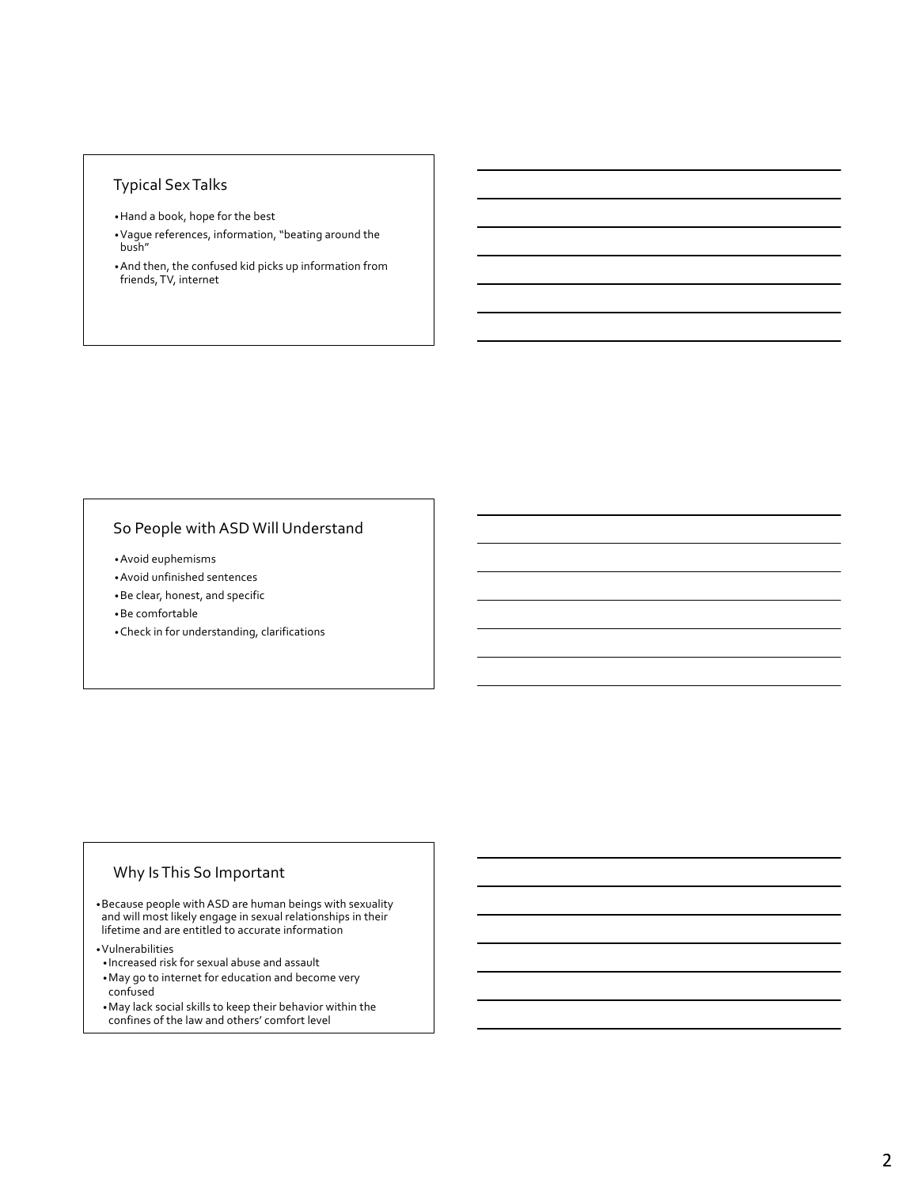## Typical Sex Talks

- Hand a book, hope for the best
- Vague references, information, "beating around the bush"
- And then, the confused kid picks up information from friends, TV, internet

## So People with ASD Will Understand

- Avoid euphemisms
- Avoid unfinished sentences
- Be clear, honest, and specific
- Be comfortable
- Check in for understanding, clarifications

## Why Is This So Important

- Because people with ASD are human beings with sexuality and will most likely engage in sexual relationships in their lifetime and are entitled to accurate information
- Vulnerabilities
  - Increased risk for sexual abuse and assault
  - May go to internet for education and become very confused
  - May lack social skills to keep their behavior within the confines of the law and others' comfort level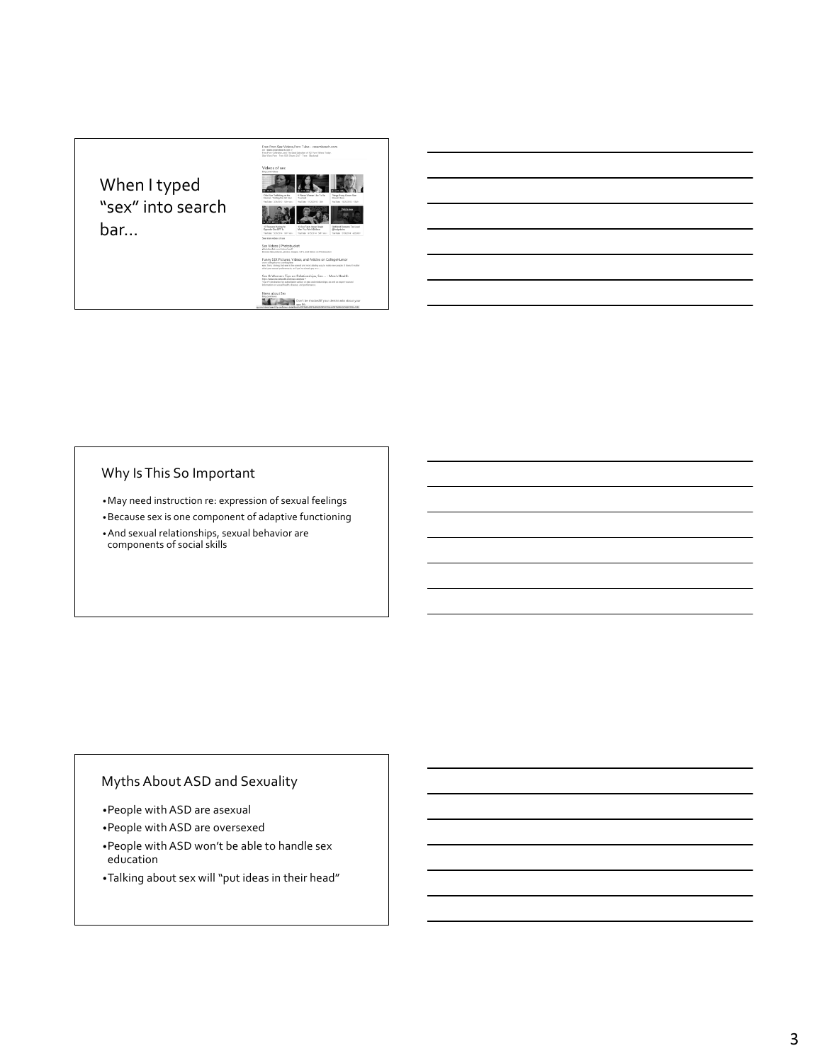## When I typed "sex" into search bar…

## Why Is This So Important

- May need instruction re: expression of sexual feelings
- Because sex is one component of adaptive functioning
- And sexual relationships, sexual behavior are components of social skills

## Myths About ASD and Sexuality

- People with ASD are asexual
- People with ASD are oversexed
- People with ASD won't be able to handle sex education
- Talking about sex will "put ideas in their head"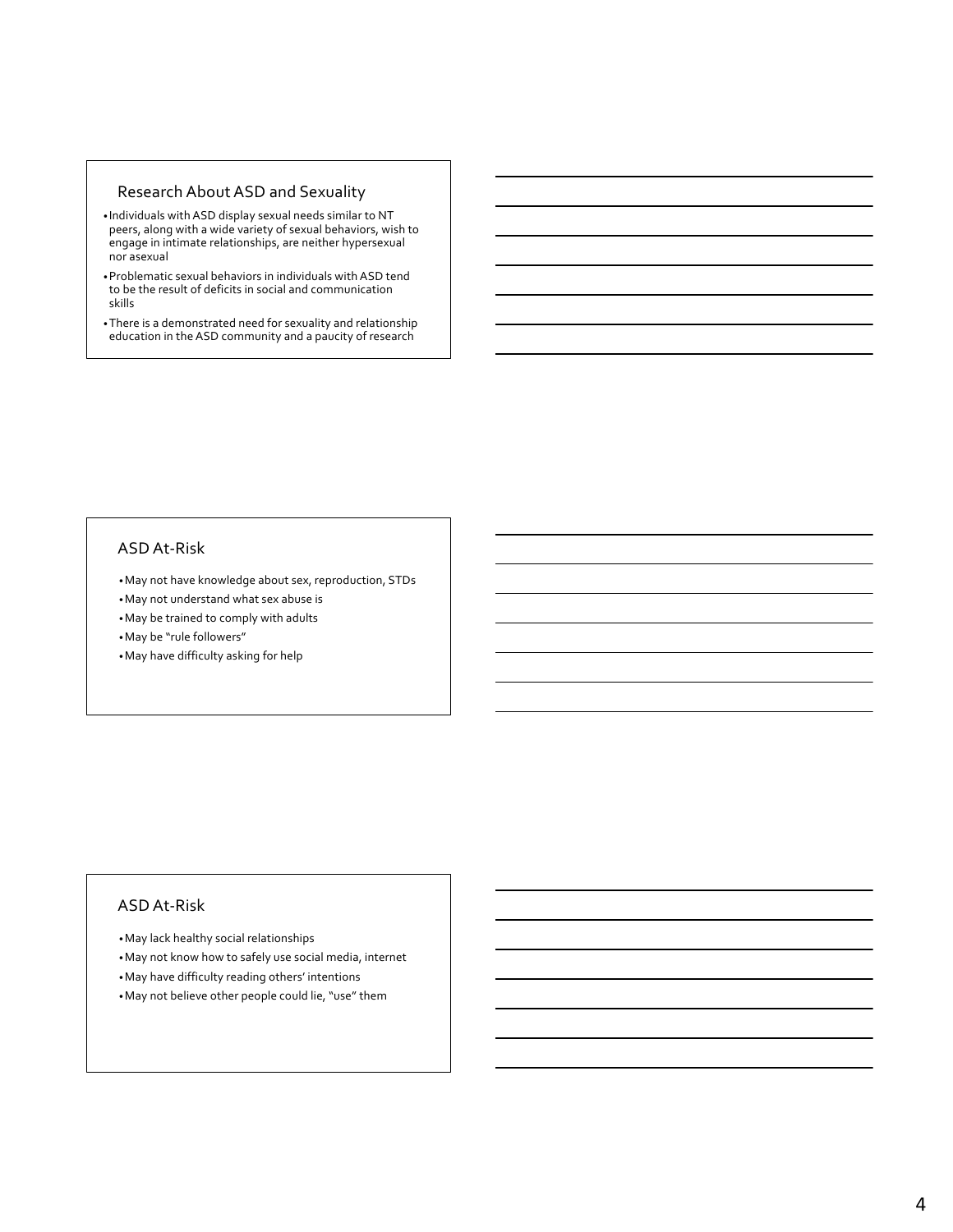## Research About ASD and Sexuality

- Individuals with ASD display sexual needs similar to NT peers, along with a wide variety of sexual behaviors, wish to engage in intimate relationships, are neither hypersexual nor asexual
- Problematic sexual behaviors in individuals with ASD tend to be the result of deficits in social and communication skills
- There is a demonstrated need for sexuality and relationship education in the ASD community and a paucity of research

## ASD At-Risk

- May not have knowledge about sex, reproduction, STDs
- May not understand what sex abuse is
- May be trained to comply with adults
- May be "rule followers"
- May have difficulty asking for help

## ASD At-Risk

- May lack healthy social relationships
- May not know how to safely use social media, internet
- May have difficulty reading others' intentions
- May not believe other people could lie, "use" them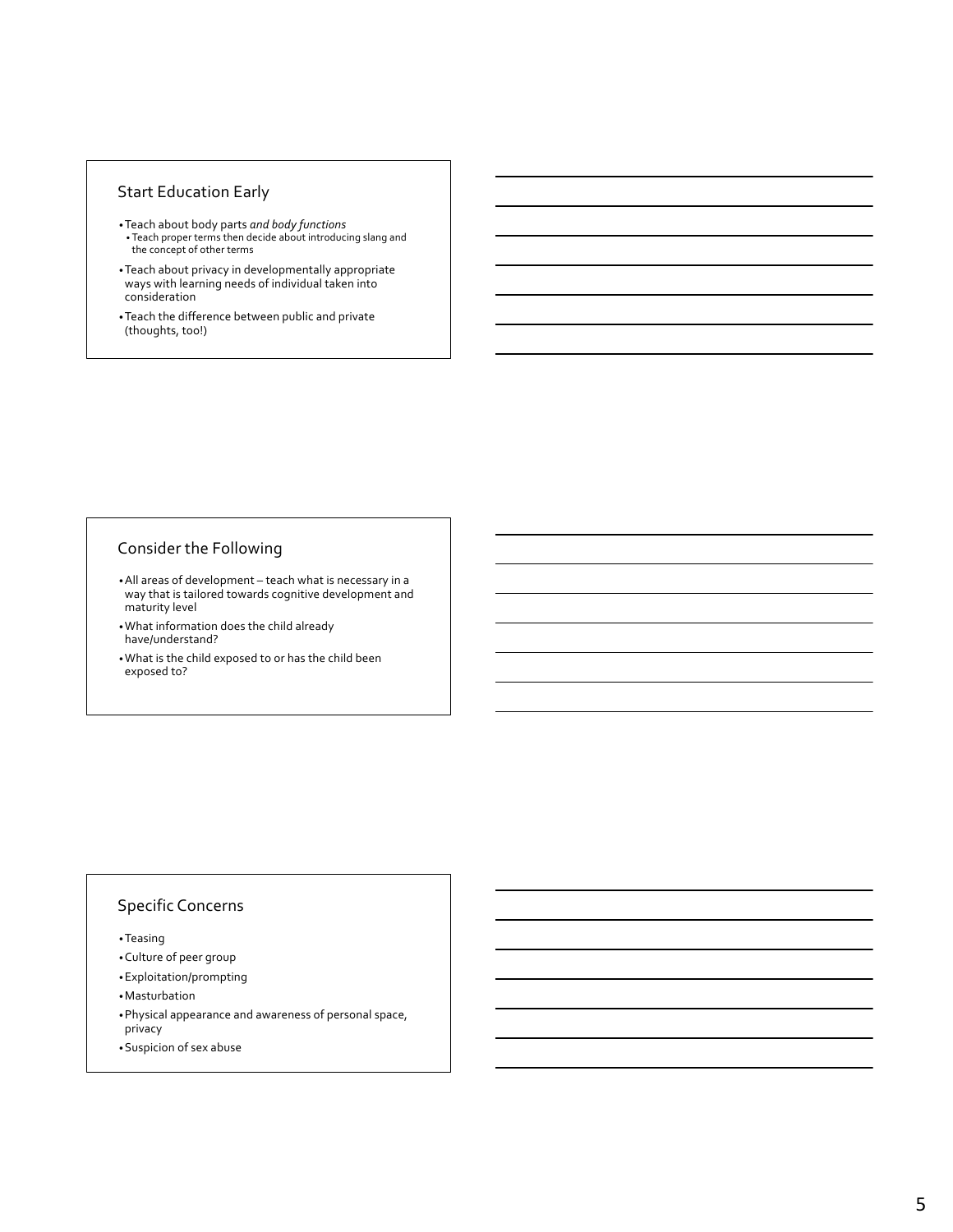## Start Education Early

- Teach about body parts *and body functions*
  - Teach proper terms then decide about introducing slang and the concept of other terms
- Teach about privacy in developmentally appropriate ways with learning needs of individual taken into consideration
- Teach the difference between public and private (thoughts, too!)

## Consider the Following

- All areas of development – teach what is necessary in a way that is tailored towards cognitive development and maturity level
- What information does the child already have/understand?
- What is the child exposed to or has the child been exposed to?

## Specific Concerns

- Teasing
- Culture of peer group
- Exploitation/prompting
- Masturbation
- Physical appearance and awareness of personal space, privacy
- Suspicion of sex abuse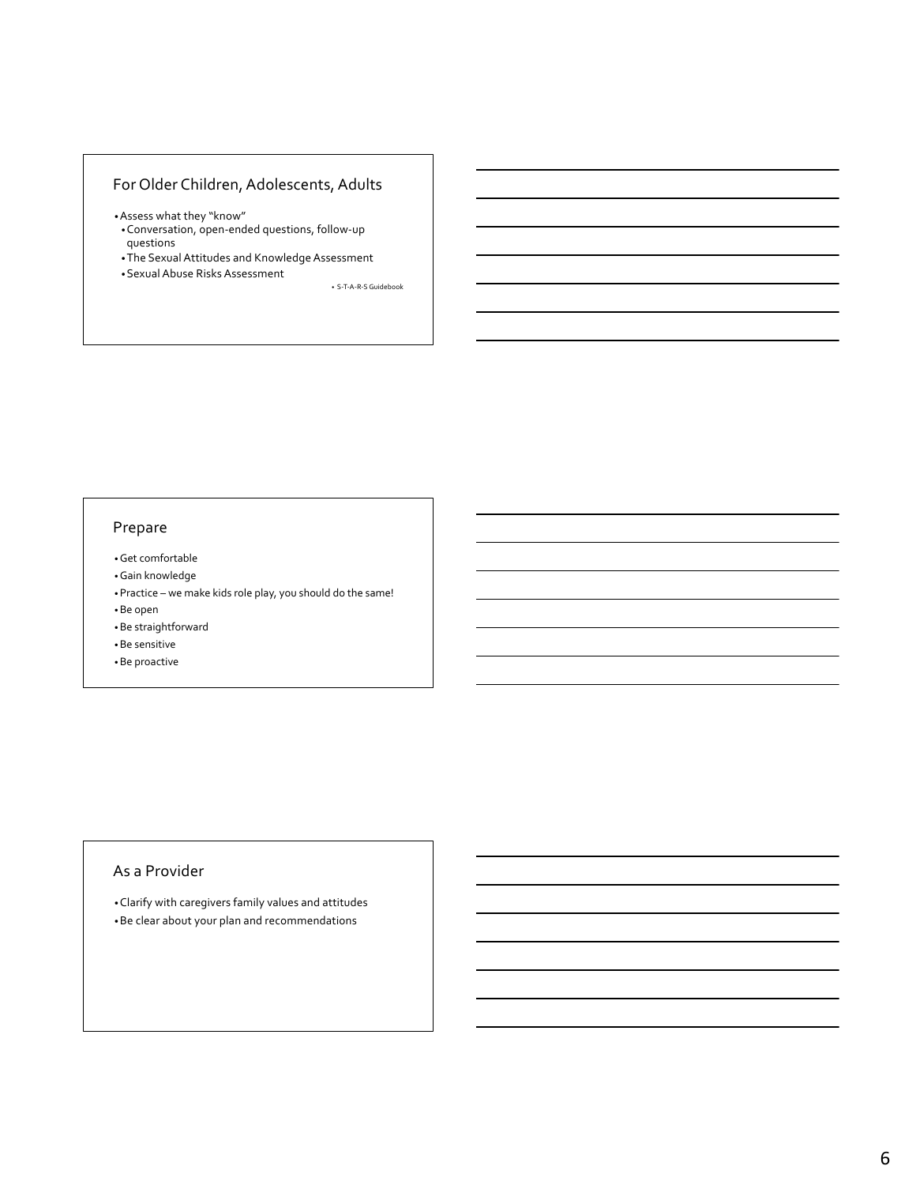## For Older Children, Adolescents, Adults

- Assess what they "know"
  - Conversation, open-ended questions, follow-up questions
  - The Sexual Attitudes and Knowledge Assessment
  - Sexual Abuse Risks Assessment

S-T-A-R-S Guidebook

## Prepare

- Get comfortable
- Gain knowledge
- Practice – we make kids role play, you should do the same!
- Be open
- Be straightforward
- Be sensitive
- Be proactive

## As a Provider

- Clarify with caregivers family values and attitudes
- Be clear about your plan and recommendations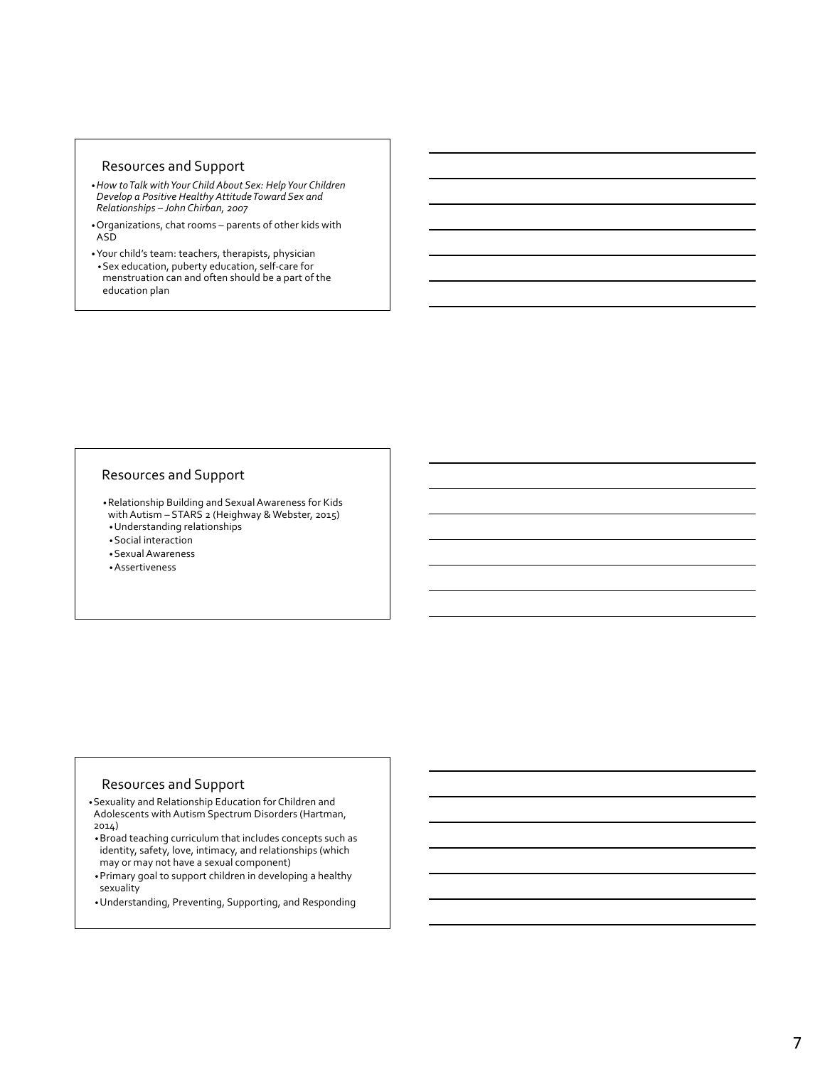## Resources and Support

- *How to Talk with Your Child About Sex: Help Your Children Develop a Positive Healthy Attitude Toward Sex and Relationships – John Chirban, 2007*
- Organizations, chat rooms – parents of other kids with ASD
- Your child's team: teachers, therapists, physician
  - Sex education, puberty education, self-care for menstruation can and often should be a part of the education plan

## Resources and Support

- Relationship Building and Sexual Awareness for Kids with Autism – STARS 2 (Heighway & Webster, 2015)
  - Understanding relationships
  - Social interaction
  - Sexual Awareness
  - Assertiveness

## Resources and Support

- Sexuality and Relationship Education for Children and Adolescents with Autism Spectrum Disorders (Hartman, 2014)
  - Broad teaching curriculum that includes concepts such as identity, safety, love, intimacy, and relationships (which may or may not have a sexual component)
  - Primary goal to support children in developing a healthy sexuality
  - Understanding, Preventing, Supporting, and Responding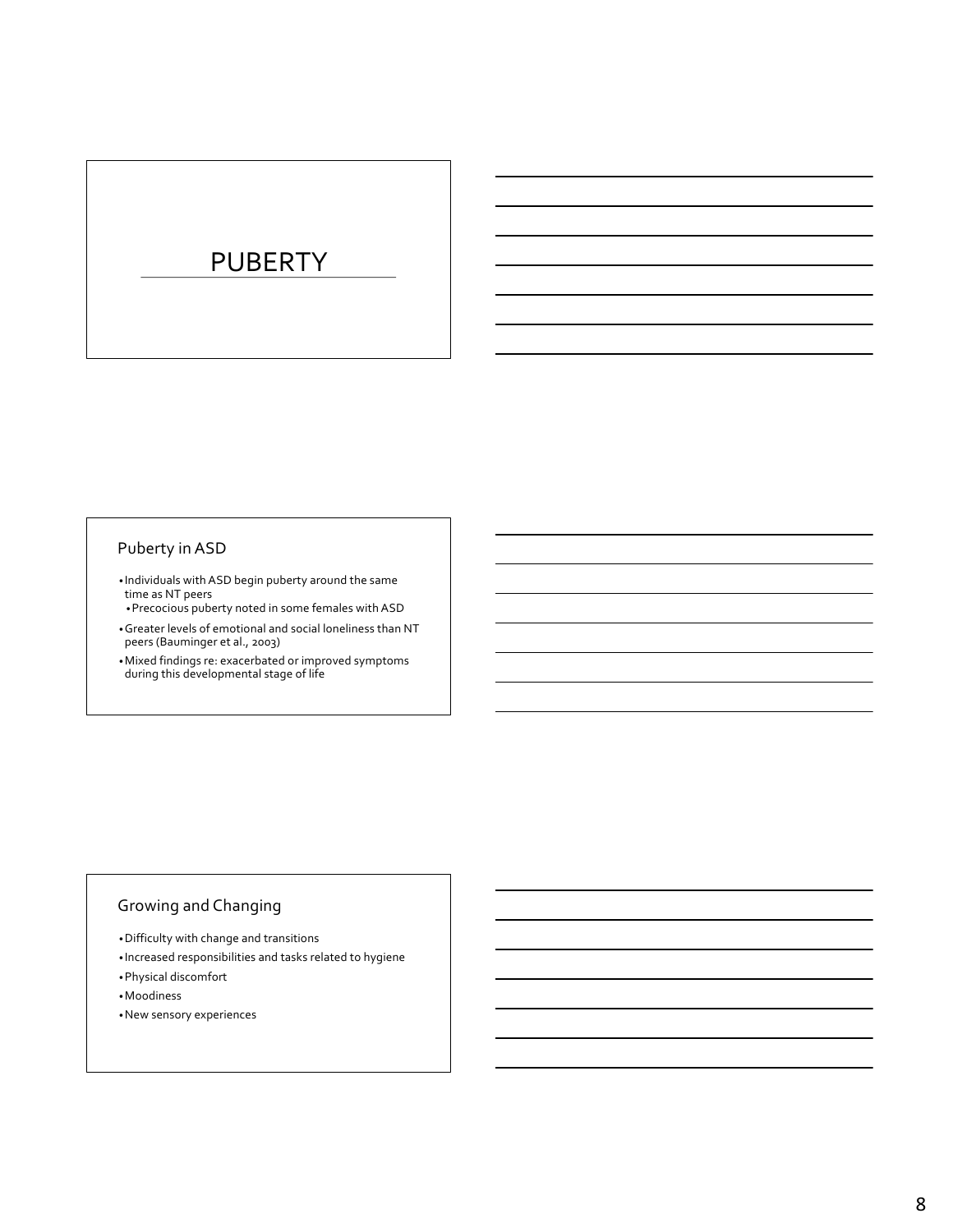# PUBERTY

## Puberty in ASD

- Individuals with ASD begin puberty around the same time as NT peers
  - Precocious puberty noted in some females with ASD
- Greater levels of emotional and social loneliness than NT peers (Bauminger et al., 2003)
- Mixed findings re: exacerbated or improved symptoms during this developmental stage of life

## Growing and Changing

- Difficulty with change and transitions
- Increased responsibilities and tasks related to hygiene
- Physical discomfort
- Moodiness
- New sensory experiences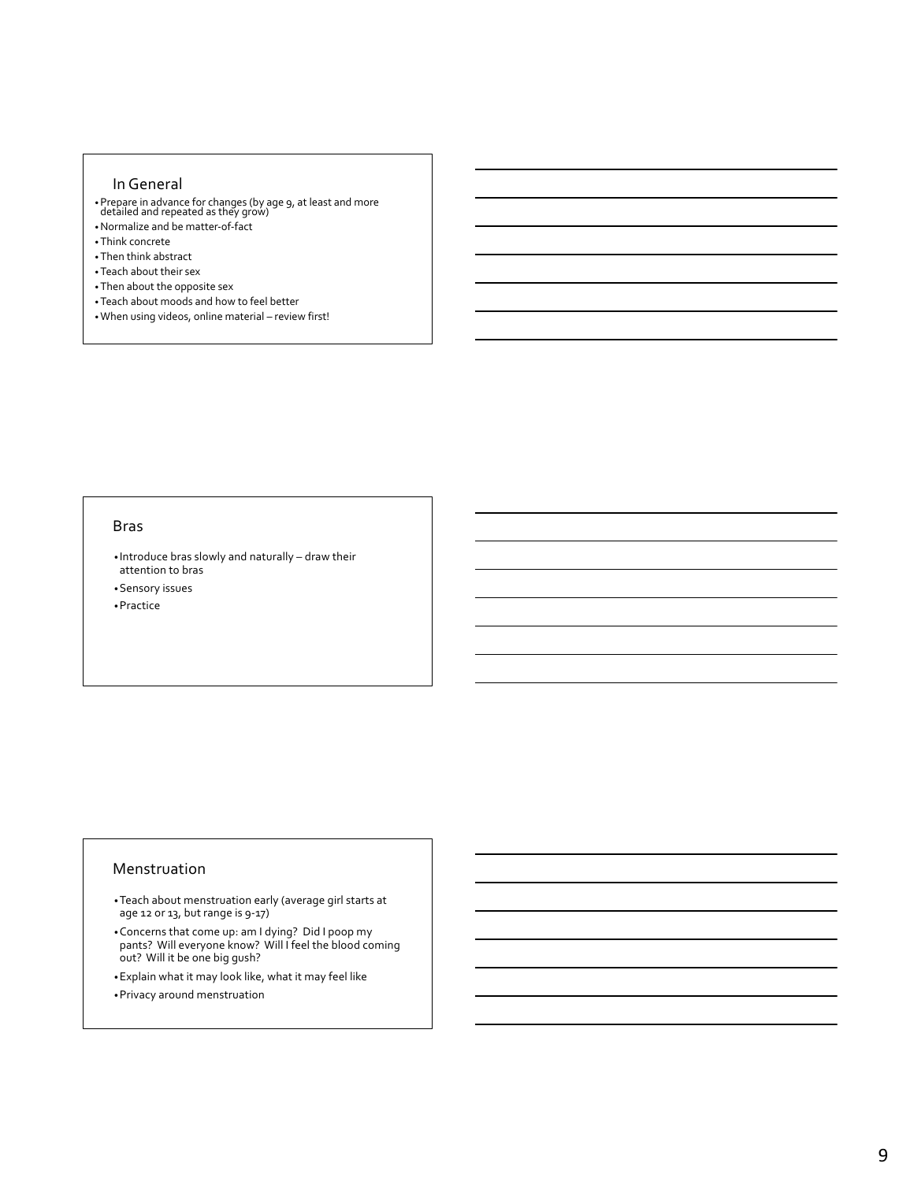## In General

- Prepare in advance for changes (by age 9, at least and more detailed and repeated as they grow)
- Normalize and be matter-of-fact
- Think concrete
- Then think abstract
- Teach about their sex
- Then about the opposite sex
- Teach about moods and how to feel better
- When using videos, online material – review first!

## Bras

- Introduce bras slowly and naturally – draw their attention to bras
- Sensory issues
- Practice

## Menstruation

- Teach about menstruation early (average girl starts at age 12 or 13, but range is 9-17)
- Concerns that come up: am I dying? Did I poop my pants? Will everyone know? Will I feel the blood coming out? Will it be one big gush?
- Explain what it may look like, what it may feel like
- Privacy around menstruation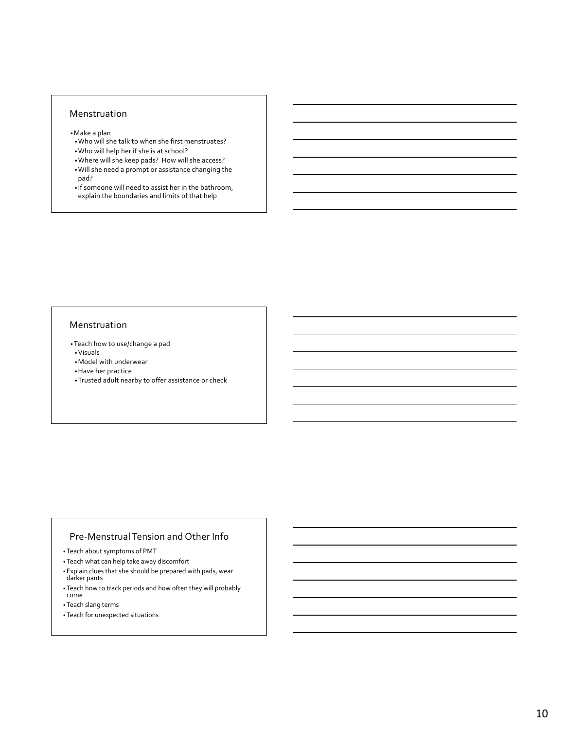## Menstruation

- Make a plan
  - Who will she talk to when she first menstruates?
  - Who will help her if she is at school?
  - Where will she keep pads? How will she access?
  - Will she need a prompt or assistance changing the pad?
  - If someone will need to assist her in the bathroom, explain the boundaries and limits of that help

## Menstruation

- Teach how to use/change a pad
  - Visuals
  - Model with underwear
  - Have her practice
  - Trusted adult nearby to offer assistance or check

## Pre-Menstrual Tension and Other Info

- Teach about symptoms of PMT
- Teach what can help take away discomfort
- Explain clues that she should be prepared with pads, wear darker pants
- Teach how to track periods and how often they will probably come
- Teach slang terms
- Teach for unexpected situations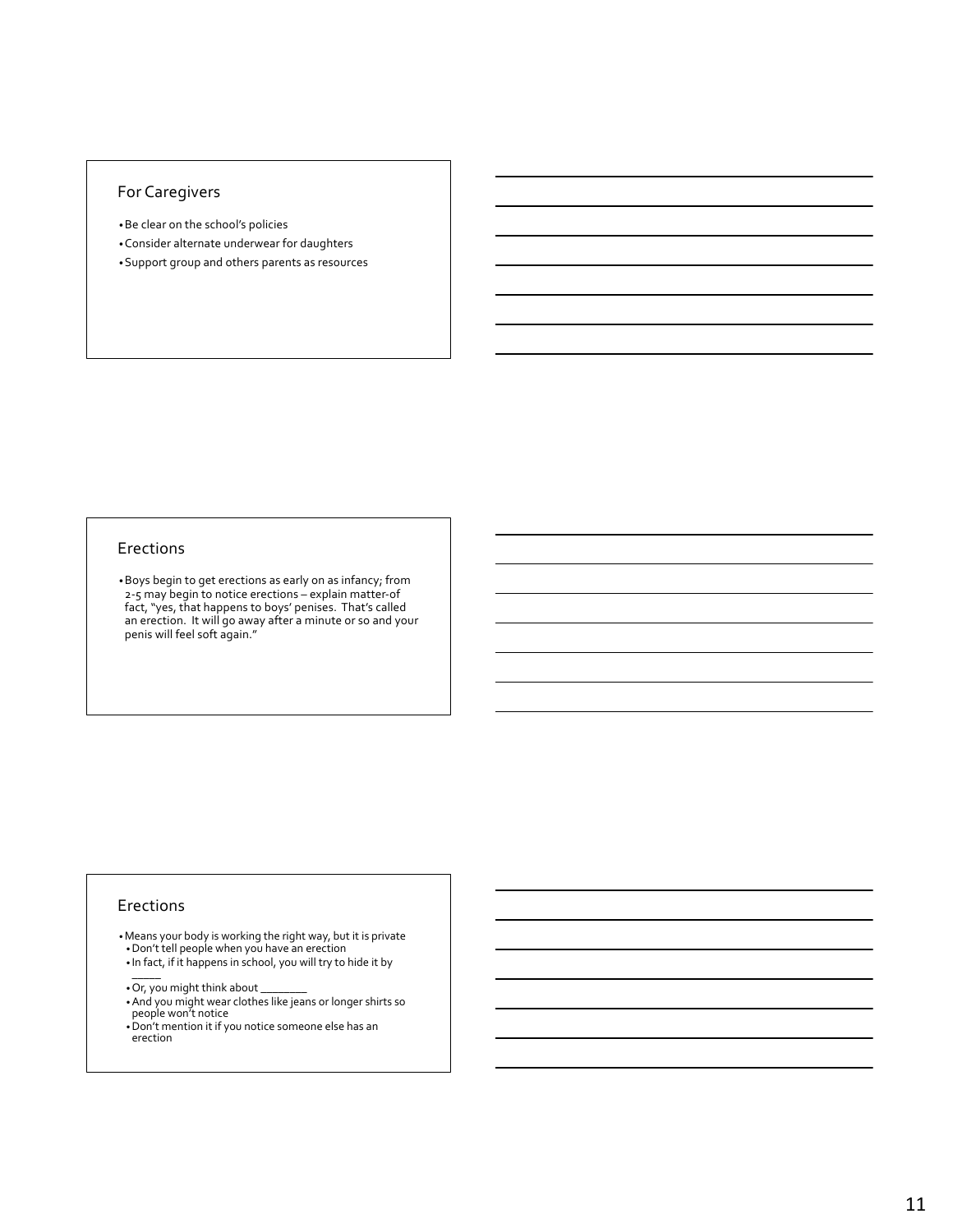## For Caregivers

- Be clear on the school's policies
- Consider alternate underwear for daughters
- Support group and others parents as resources

## Erections

- Boys begin to get erections as early on as infancy; from 2-5 may begin to notice erections – explain matter-of fact, "yes, that happens to boys' penises. That's called an erection. It will go away after a minute or so and your penis will feel soft again."

## Erections

- Means your body is working the right way, but it is private
  - Don't tell people when you have an erection
  - In fact, if it happens in school, you will try to hide it by _____
  - Or, you might think about ________
  - And you might wear clothes like jeans or longer shirts so people won't notice
  - Don't mention it if you notice someone else has an erection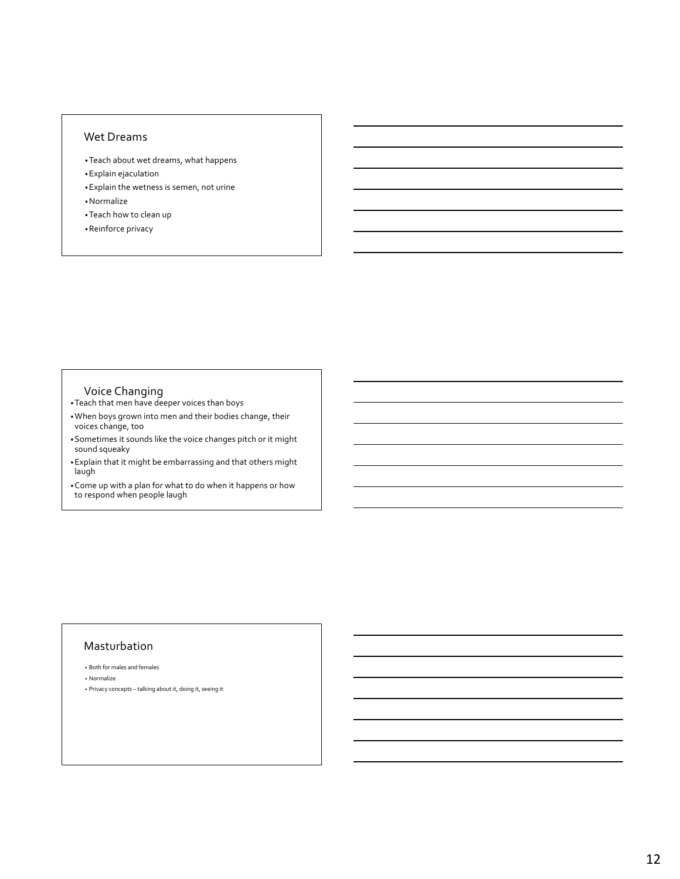## Wet Dreams

- Teach about wet dreams, what happens
- Explain ejaculation
- Explain the wetness is semen, not urine
- Normalize
- Teach how to clean up
- Reinforce privacy

## Voice Changing

- Teach that men have deeper voices than boys
- When boys grown into men and their bodies change, their voices change, too
- Sometimes it sounds like the voice changes pitch or it might sound squeaky
- Explain that it might be embarrassing and that others might laugh
- Come up with a plan for what to do when it happens or how to respond when people laugh

## Masturbation

- Both for males and females
- Normalize
- Privacy concepts – talking about it, doing it, seeing it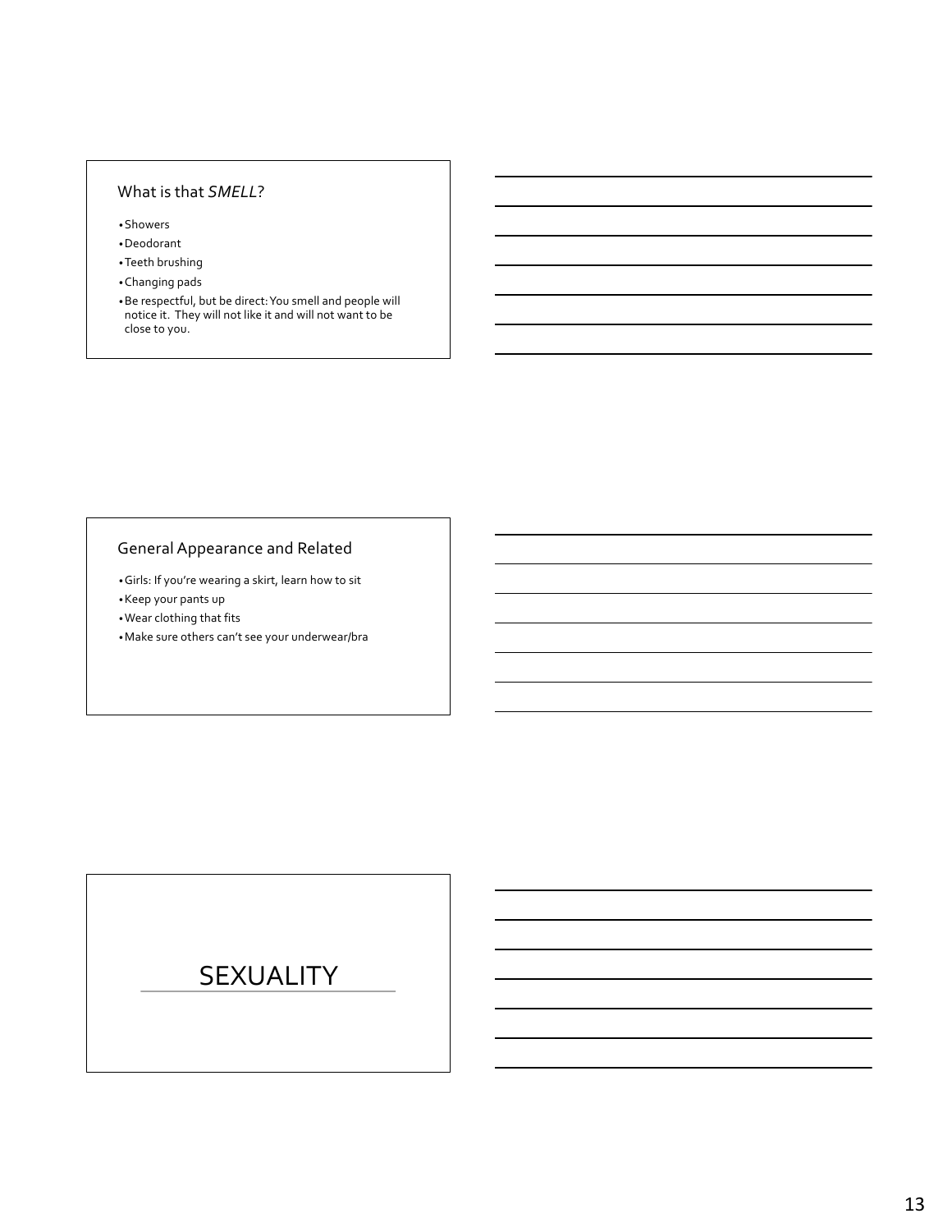## What is that *SMELL*?

- Showers
- Deodorant
- Teeth brushing
- Changing pads
- Be respectful, but be direct: You smell and people will notice it. They will not like it and will not want to be close to you.

## General Appearance and Related

- Girls: If you're wearing a skirt, learn how to sit
- Keep your pants up
- Wear clothing that fits
- Make sure others can't see your underwear/bra

# SEXUALITY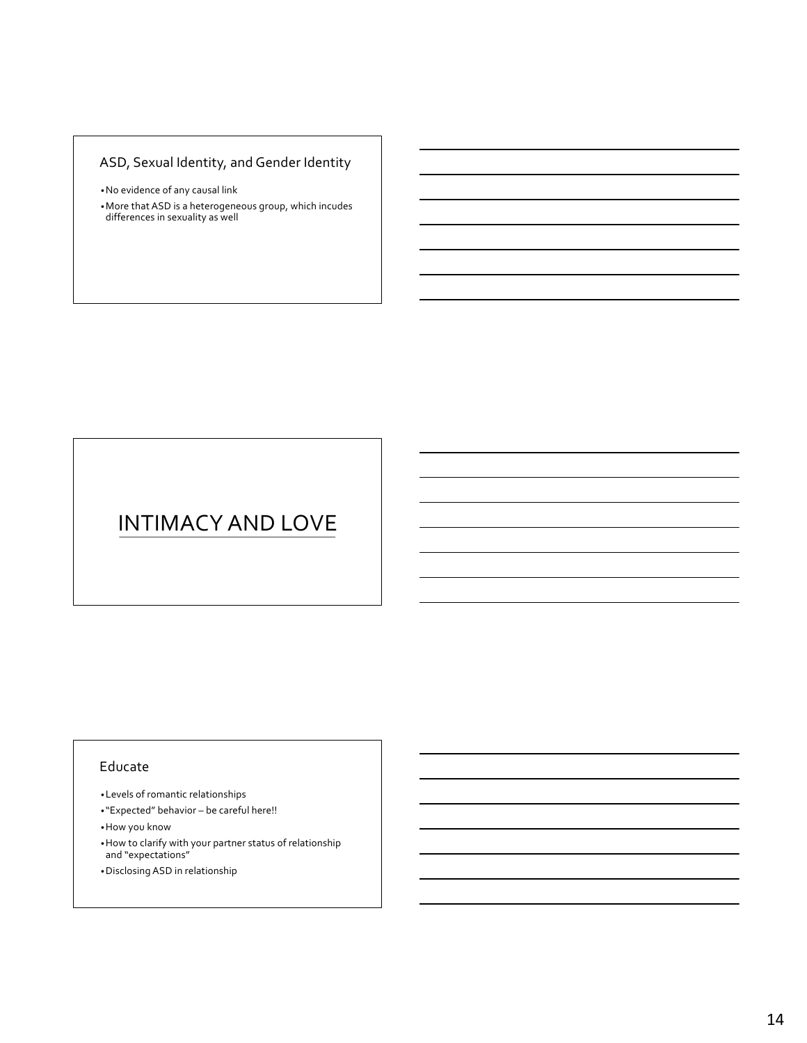## ASD, Sexual Identity, and Gender Identity

- No evidence of any causal link
- More that ASD is a heterogeneous group, which incudes differences in sexuality as well

# INTIMACY AND LOVE

## Educate

- Levels of romantic relationships
- "Expected" behavior – be careful here!!
- How you know
- How to clarify with your partner status of relationship and "expectations"
- Disclosing ASD in relationship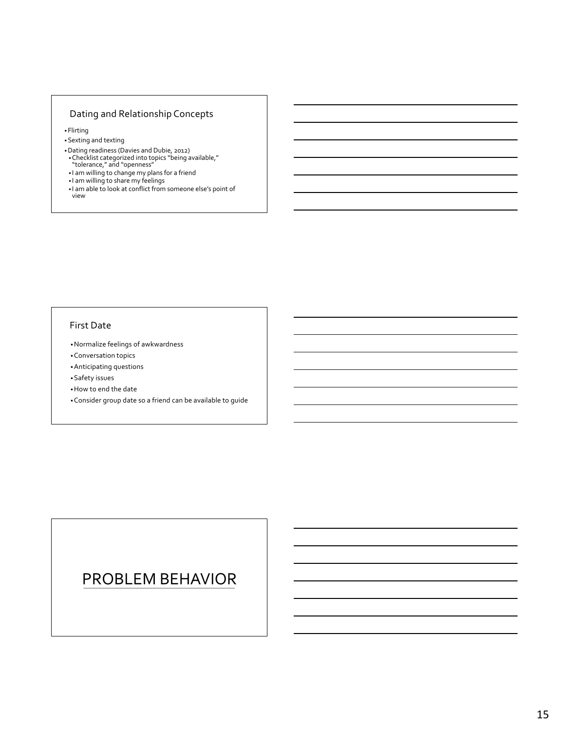## Dating and Relationship Concepts

- Flirting
- Sexting and texting
- Dating readiness (Davies and Dubie, 2012)
  - Checklist categorized into topics "being available," "tolerance," and "openness"
  - I am willing to change my plans for a friend
  - I am willing to share my feelings
  - I am able to look at conflict from someone else's point of view

## First Date

- Normalize feelings of awkwardness
- Conversation topics
- Anticipating questions
- Safety issues
- How to end the date
- Consider group date so a friend can be available to guide

# PROBLEM BEHAVIOR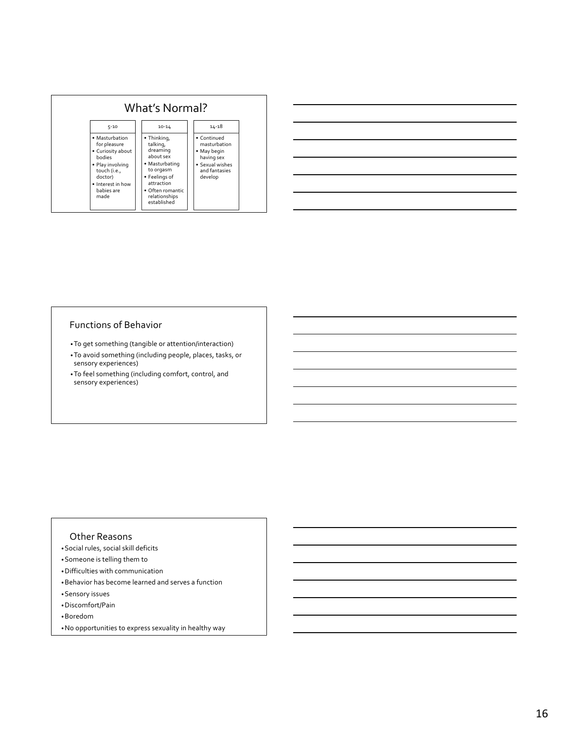## What's Normal?

| 5-10 | 10-14 | 14-18 |
|---|---|---|
| • Masturbation for pleasure<br>• Curiosity about bodies<br>• Play involving touch (i.e., doctor)<br>• Interest in how babies are made | • Thinking, talking, dreaming about sex<br>• Masturbating to orgasm<br>• Feelings of attraction<br>• Often romantic relationships established | • Continued masturbation<br>• May begin having sex<br>• Sexual wishes and fantasies develop |

## Functions of Behavior

- To get something (tangible or attention/interaction)
- To avoid something (including people, places, tasks, or sensory experiences)
- To feel something (including comfort, control, and sensory experiences)

## Other Reasons

- Social rules, social skill deficits
- Someone is telling them to
- Difficulties with communication
- Behavior has become learned and serves a function
- Sensory issues
- Discomfort/Pain
- Boredom
- No opportunities to express sexuality in healthy way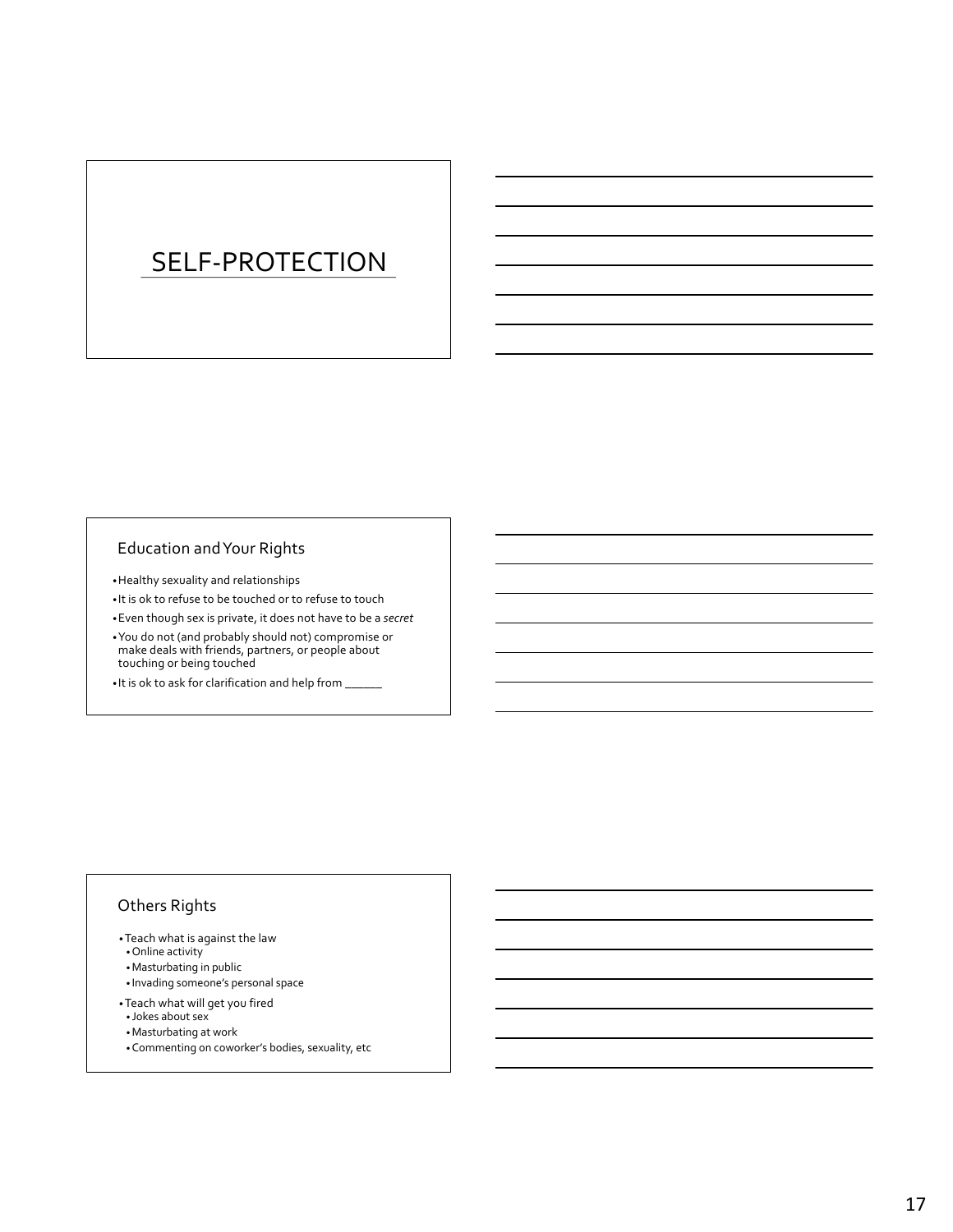# SELF-PROTECTION

## Education and Your Rights

- Healthy sexuality and relationships
- It is ok to refuse to be touched or to refuse to touch
- Even though sex is private, it does not have to be a *secret*
- You do not (and probably should not) compromise or make deals with friends, partners, or people about touching or being touched
- It is ok to ask for clarification and help from ______

## Others Rights

- Teach what is against the law
  - Online activity
  - Masturbating in public
  - Invading someone's personal space
- Teach what will get you fired
  - Jokes about sex
  - Masturbating at work
  - Commenting on coworker's bodies, sexuality, etc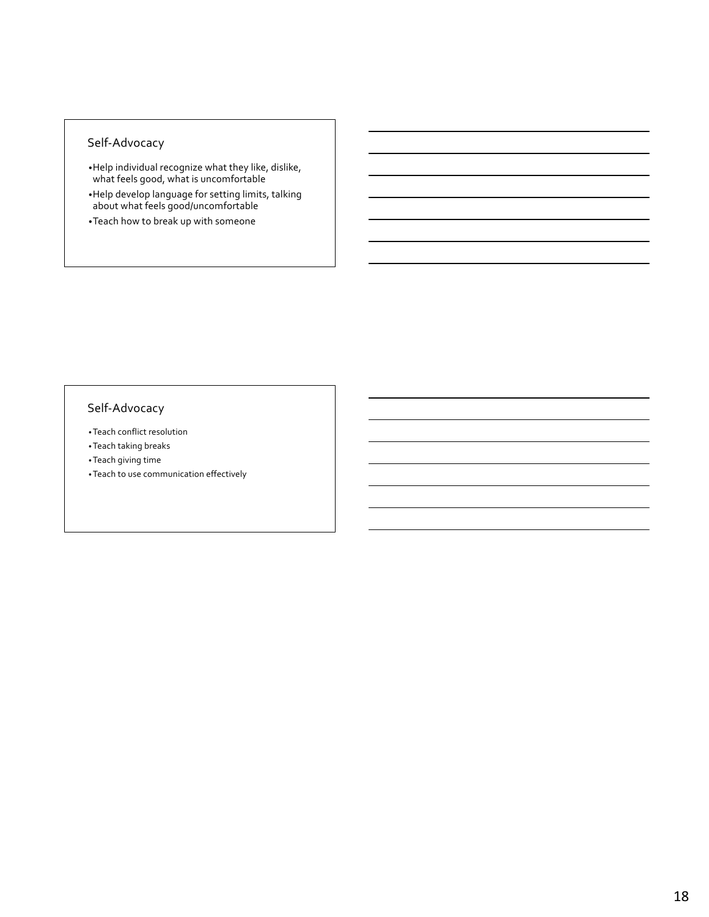## Self-Advocacy

- Help individual recognize what they like, dislike, what feels good, what is uncomfortable
- Help develop language for setting limits, talking about what feels good/uncomfortable
- Teach how to break up with someone

## Self-Advocacy

- Teach conflict resolution
- Teach taking breaks
- Teach giving time
- Teach to use communication effectively